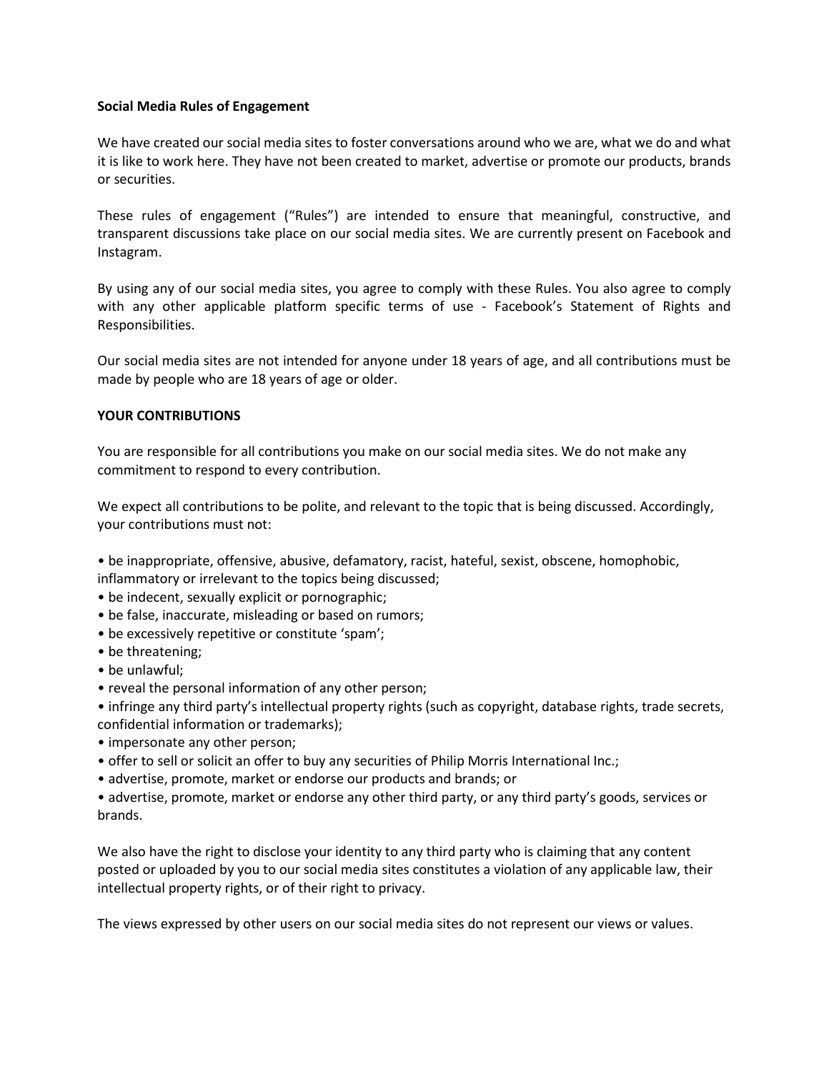**Social Media Rules of Engagement**

We have created our social media sites to foster conversations around who we are, what we do and what it is like to work here. They have not been created to market, advertise or promote our products, brands or securities.

These rules of engagement ("Rules") are intended to ensure that meaningful, constructive, and transparent discussions take place on our social media sites. We are currently present on Facebook and Instagram.

By using any of our social media sites, you agree to comply with these Rules. You also agree to comply with any other applicable platform specific terms of use - Facebook's Statement of Rights and Responsibilities.

Our social media sites are not intended for anyone under 18 years of age, and all contributions must be made by people who are 18 years of age or older.

**YOUR CONTRIBUTIONS**

You are responsible for all contributions you make on our social media sites. We do not make any commitment to respond to every contribution.

We expect all contributions to be polite, and relevant to the topic that is being discussed. Accordingly, your contributions must not:

- be inappropriate, offensive, abusive, defamatory, racist, hateful, sexist, obscene, homophobic, inflammatory or irrelevant to the topics being discussed;
- be indecent, sexually explicit or pornographic;
- be false, inaccurate, misleading or based on rumors;
- be excessively repetitive or constitute 'spam';
- be threatening;
- be unlawful;
- reveal the personal information of any other person;
- infringe any third party's intellectual property rights (such as copyright, database rights, trade secrets, confidential information or trademarks);
- impersonate any other person;
- offer to sell or solicit an offer to buy any securities of Philip Morris International Inc.;
- advertise, promote, market or endorse our products and brands; or
- advertise, promote, market or endorse any other third party, or any third party's goods, services or brands.

We also have the right to disclose your identity to any third party who is claiming that any content posted or uploaded by you to our social media sites constitutes a violation of any applicable law, their intellectual property rights, or of their right to privacy.

The views expressed by other users on our social media sites do not represent our views or values.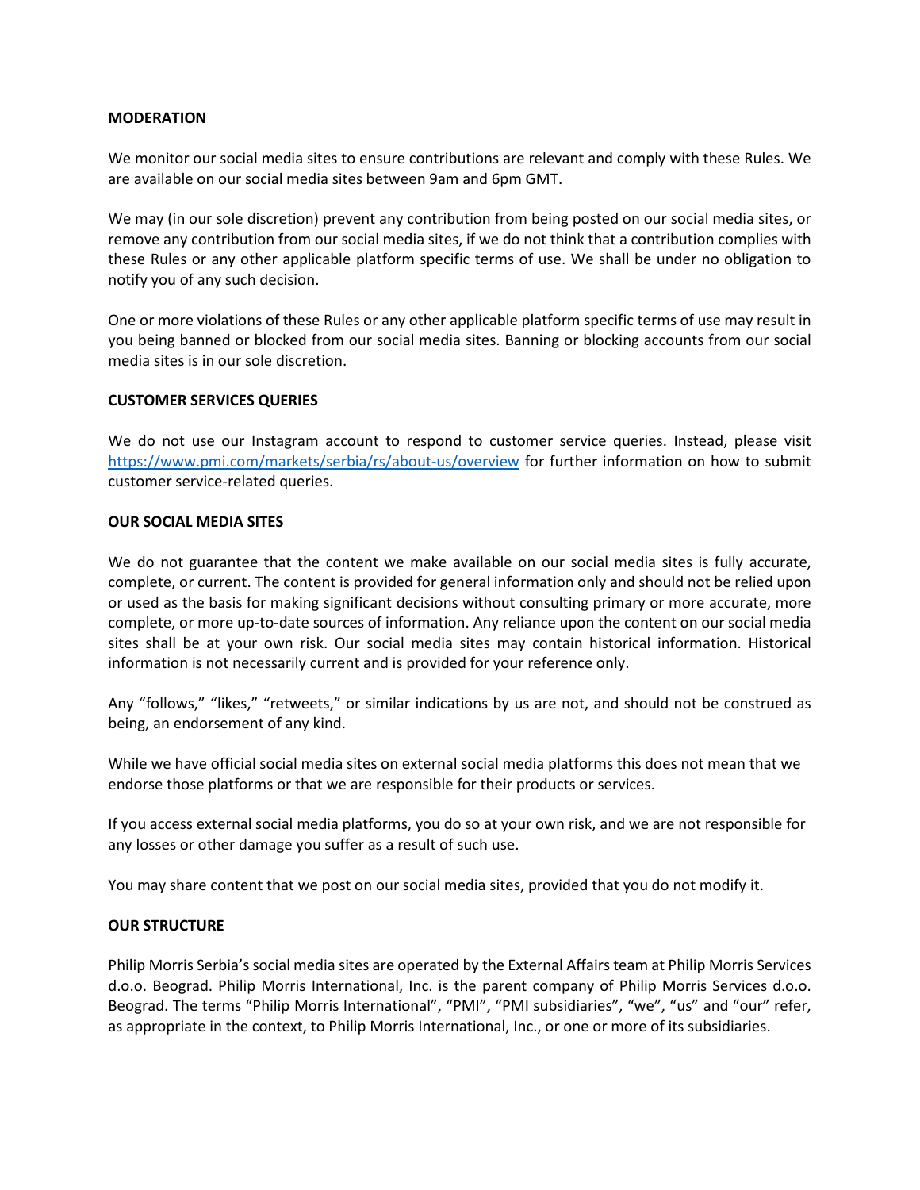**MODERATION**

We monitor our social media sites to ensure contributions are relevant and comply with these Rules. We are available on our social media sites between 9am and 6pm GMT.

We may (in our sole discretion) prevent any contribution from being posted on our social media sites, or remove any contribution from our social media sites, if we do not think that a contribution complies with these Rules or any other applicable platform specific terms of use. We shall be under no obligation to notify you of any such decision.

One or more violations of these Rules or any other applicable platform specific terms of use may result in you being banned or blocked from our social media sites. Banning or blocking accounts from our social media sites is in our sole discretion.

**CUSTOMER SERVICES QUERIES**

We do not use our Instagram account to respond to customer service queries. Instead, please visit [https://www.pmi.com/markets/serbia/rs/about-us/overview](https://www.pmi.com/markets/serbia/rs/about-us/overview) for further information on how to submit customer service-related queries.

**OUR SOCIAL MEDIA SITES**

We do not guarantee that the content we make available on our social media sites is fully accurate, complete, or current. The content is provided for general information only and should not be relied upon or used as the basis for making significant decisions without consulting primary or more accurate, more complete, or more up-to-date sources of information. Any reliance upon the content on our social media sites shall be at your own risk. Our social media sites may contain historical information. Historical information is not necessarily current and is provided for your reference only.

Any "follows," "likes," "retweets," or similar indications by us are not, and should not be construed as being, an endorsement of any kind.

While we have official social media sites on external social media platforms this does not mean that we endorse those platforms or that we are responsible for their products or services.

If you access external social media platforms, you do so at your own risk, and we are not responsible for any losses or other damage you suffer as a result of such use.

You may share content that we post on our social media sites, provided that you do not modify it.

**OUR STRUCTURE**

Philip Morris Serbia's social media sites are operated by the External Affairs team at Philip Morris Services d.o.o. Beograd. Philip Morris International, Inc. is the parent company of Philip Morris Services d.o.o. Beograd. The terms "Philip Morris International", "PMI", "PMI subsidiaries", "we", "us" and "our" refer, as appropriate in the context, to Philip Morris International, Inc., or one or more of its subsidiaries.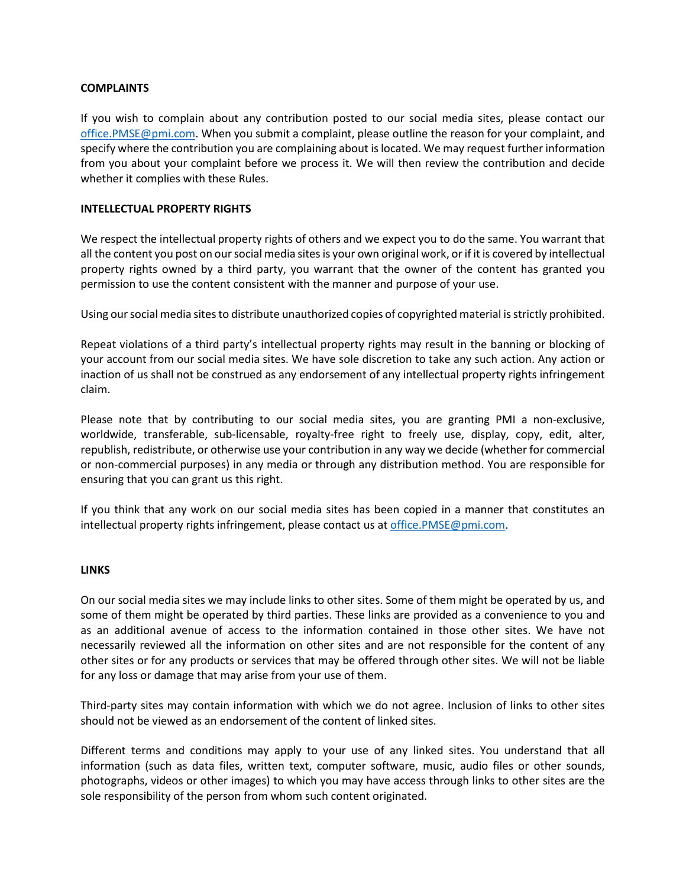**COMPLAINTS**

If you wish to complain about any contribution posted to our social media sites, please contact our [office.PMSE@pmi.com](mailto:office.PMSE@pmi.com). When you submit a complaint, please outline the reason for your complaint, and specify where the contribution you are complaining about is located. We may request further information from you about your complaint before we process it. We will then review the contribution and decide whether it complies with these Rules.

**INTELLECTUAL PROPERTY RIGHTS**

We respect the intellectual property rights of others and we expect you to do the same. You warrant that all the content you post on our social media sites is your own original work, or if it is covered by intellectual property rights owned by a third party, you warrant that the owner of the content has granted you permission to use the content consistent with the manner and purpose of your use.

Using our social media sites to distribute unauthorized copies of copyrighted material is strictly prohibited.

Repeat violations of a third party's intellectual property rights may result in the banning or blocking of your account from our social media sites. We have sole discretion to take any such action. Any action or inaction of us shall not be construed as any endorsement of any intellectual property rights infringement claim.

Please note that by contributing to our social media sites, you are granting PMI a non-exclusive, worldwide, transferable, sub-licensable, royalty-free right to freely use, display, copy, edit, alter, republish, redistribute, or otherwise use your contribution in any way we decide (whether for commercial or non-commercial purposes) in any media or through any distribution method. You are responsible for ensuring that you can grant us this right.

If you think that any work on our social media sites has been copied in a manner that constitutes an intellectual property rights infringement, please contact us at [office.PMSE@pmi.com](mailto:office.PMSE@pmi.com).

**LINKS**

On our social media sites we may include links to other sites. Some of them might be operated by us, and some of them might be operated by third parties. These links are provided as a convenience to you and as an additional avenue of access to the information contained in those other sites. We have not necessarily reviewed all the information on other sites and are not responsible for the content of any other sites or for any products or services that may be offered through other sites. We will not be liable for any loss or damage that may arise from your use of them.

Third-party sites may contain information with which we do not agree. Inclusion of links to other sites should not be viewed as an endorsement of the content of linked sites.

Different terms and conditions may apply to your use of any linked sites. You understand that all information (such as data files, written text, computer software, music, audio files or other sounds, photographs, videos or other images) to which you may have access through links to other sites are the sole responsibility of the person from whom such content originated.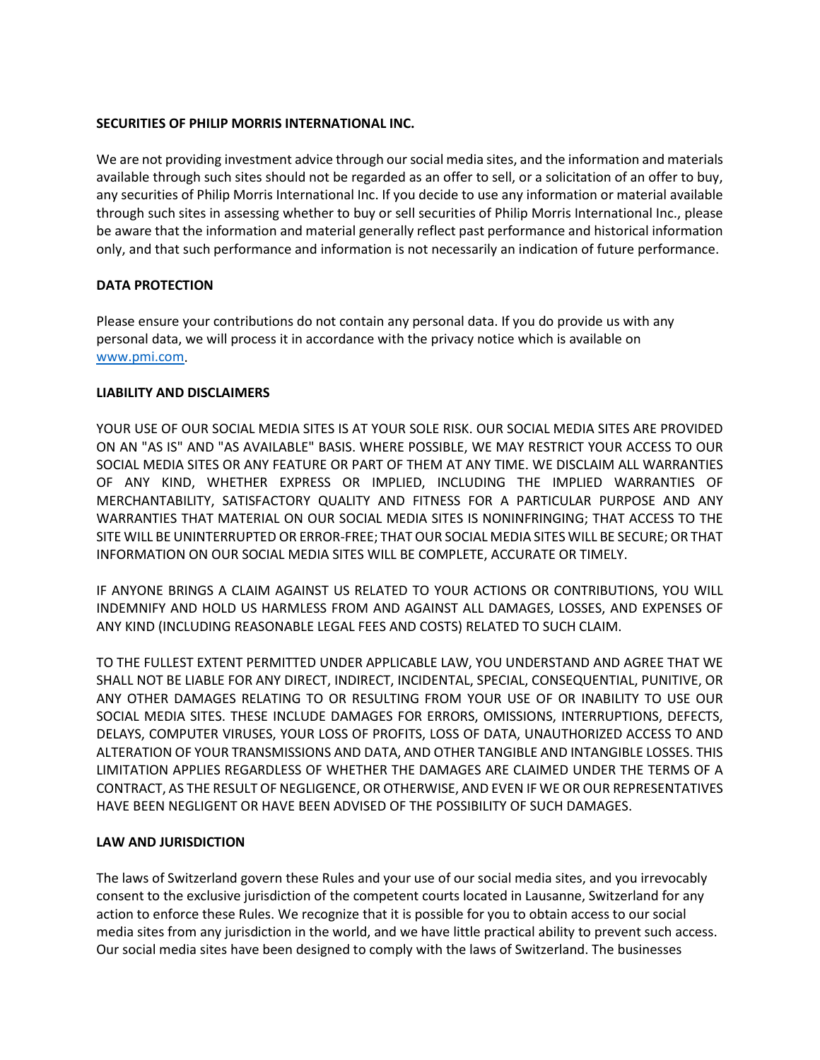**SECURITIES OF PHILIP MORRIS INTERNATIONAL INC.**

We are not providing investment advice through our social media sites, and the information and materials available through such sites should not be regarded as an offer to sell, or a solicitation of an offer to buy, any securities of Philip Morris International Inc. If you decide to use any information or material available through such sites in assessing whether to buy or sell securities of Philip Morris International Inc., please be aware that the information and material generally reflect past performance and historical information only, and that such performance and information is not necessarily an indication of future performance.

**DATA PROTECTION**

Please ensure your contributions do not contain any personal data. If you do provide us with any personal data, we will process it in accordance with the privacy notice which is available on www.pmi.com.

**LIABILITY AND DISCLAIMERS**

YOUR USE OF OUR SOCIAL MEDIA SITES IS AT YOUR SOLE RISK. OUR SOCIAL MEDIA SITES ARE PROVIDED ON AN "AS IS" AND "AS AVAILABLE" BASIS. WHERE POSSIBLE, WE MAY RESTRICT YOUR ACCESS TO OUR SOCIAL MEDIA SITES OR ANY FEATURE OR PART OF THEM AT ANY TIME. WE DISCLAIM ALL WARRANTIES OF ANY KIND, WHETHER EXPRESS OR IMPLIED, INCLUDING THE IMPLIED WARRANTIES OF MERCHANTABILITY, SATISFACTORY QUALITY AND FITNESS FOR A PARTICULAR PURPOSE AND ANY WARRANTIES THAT MATERIAL ON OUR SOCIAL MEDIA SITES IS NONINFRINGING; THAT ACCESS TO THE SITE WILL BE UNINTERRUPTED OR ERROR-FREE; THAT OUR SOCIAL MEDIA SITES WILL BE SECURE; OR THAT INFORMATION ON OUR SOCIAL MEDIA SITES WILL BE COMPLETE, ACCURATE OR TIMELY.

IF ANYONE BRINGS A CLAIM AGAINST US RELATED TO YOUR ACTIONS OR CONTRIBUTIONS, YOU WILL INDEMNIFY AND HOLD US HARMLESS FROM AND AGAINST ALL DAMAGES, LOSSES, AND EXPENSES OF ANY KIND (INCLUDING REASONABLE LEGAL FEES AND COSTS) RELATED TO SUCH CLAIM.

TO THE FULLEST EXTENT PERMITTED UNDER APPLICABLE LAW, YOU UNDERSTAND AND AGREE THAT WE SHALL NOT BE LIABLE FOR ANY DIRECT, INDIRECT, INCIDENTAL, SPECIAL, CONSEQUENTIAL, PUNITIVE, OR ANY OTHER DAMAGES RELATING TO OR RESULTING FROM YOUR USE OF OR INABILITY TO USE OUR SOCIAL MEDIA SITES. THESE INCLUDE DAMAGES FOR ERRORS, OMISSIONS, INTERRUPTIONS, DEFECTS, DELAYS, COMPUTER VIRUSES, YOUR LOSS OF PROFITS, LOSS OF DATA, UNAUTHORIZED ACCESS TO AND ALTERATION OF YOUR TRANSMISSIONS AND DATA, AND OTHER TANGIBLE AND INTANGIBLE LOSSES. THIS LIMITATION APPLIES REGARDLESS OF WHETHER THE DAMAGES ARE CLAIMED UNDER THE TERMS OF A CONTRACT, AS THE RESULT OF NEGLIGENCE, OR OTHERWISE, AND EVEN IF WE OR OUR REPRESENTATIVES HAVE BEEN NEGLIGENT OR HAVE BEEN ADVISED OF THE POSSIBILITY OF SUCH DAMAGES.

**LAW AND JURISDICTION**

The laws of Switzerland govern these Rules and your use of our social media sites, and you irrevocably consent to the exclusive jurisdiction of the competent courts located in Lausanne, Switzerland for any action to enforce these Rules. We recognize that it is possible for you to obtain access to our social media sites from any jurisdiction in the world, and we have little practical ability to prevent such access. Our social media sites have been designed to comply with the laws of Switzerland. The businesses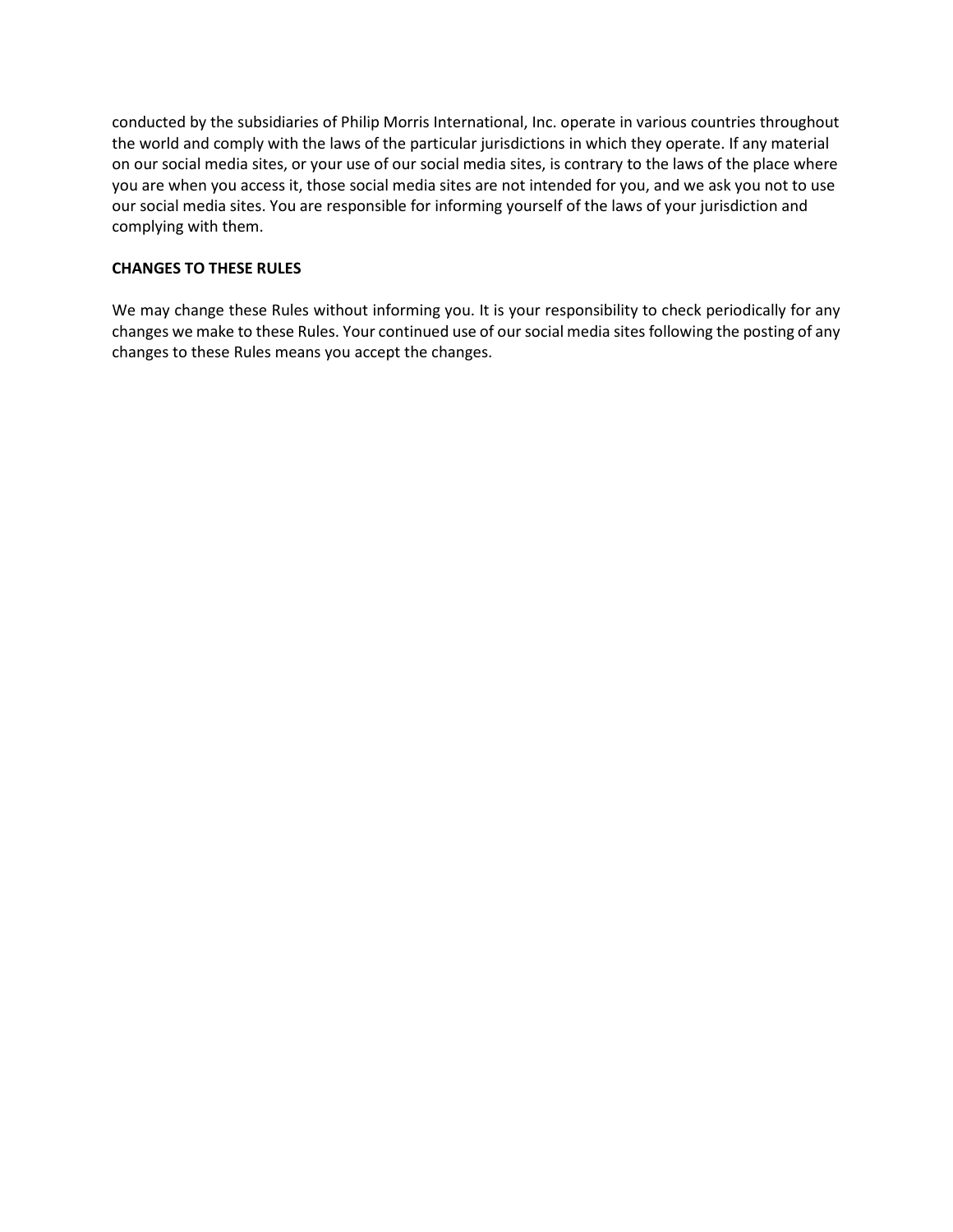conducted by the subsidiaries of Philip Morris International, Inc. operate in various countries throughout the world and comply with the laws of the particular jurisdictions in which they operate. If any material on our social media sites, or your use of our social media sites, is contrary to the laws of the place where you are when you access it, those social media sites are not intended for you, and we ask you not to use our social media sites. You are responsible for informing yourself of the laws of your jurisdiction and complying with them.

**CHANGES TO THESE RULES**

We may change these Rules without informing you. It is your responsibility to check periodically for any changes we make to these Rules. Your continued use of our social media sites following the posting of any changes to these Rules means you accept the changes.